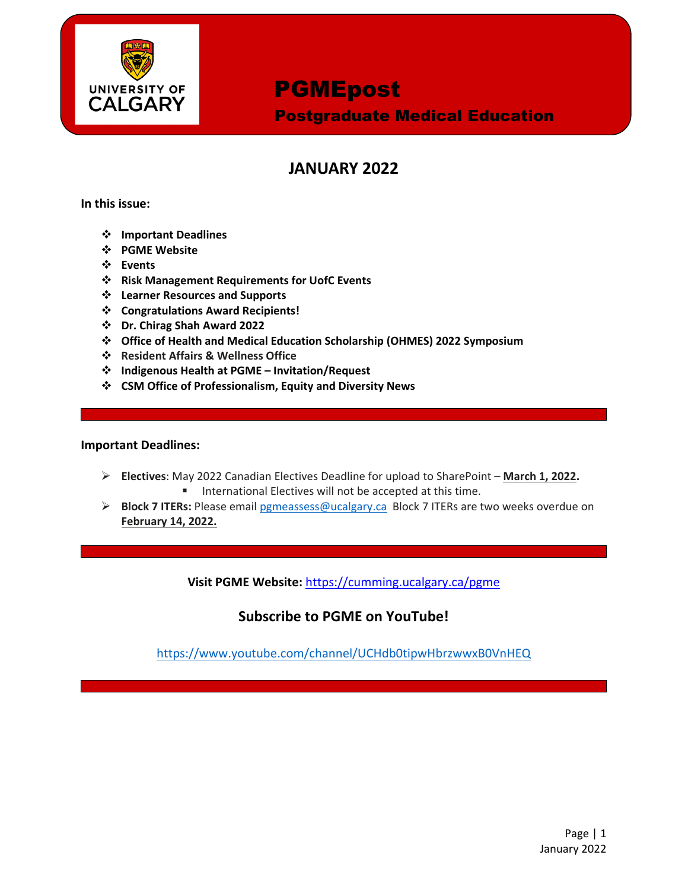# PGMEpost

## Postgraduate Medical Education

UNIVERSITY OF CALGARY

## JANUARY 2022

**In this issue:**

- **Important Deadlines**
- **PGME Website**
- **Events**
- **Risk Management Requirements for UofC Events**
- **Learner Resources and Supports**
- **Congratulations Award Recipients!**
- **Dr. Chirag Shah Award 2022**
- **Office of Health and Medical Education Scholarship (OHMES) 2022 Symposium**
- **Resident Affairs & Wellness Office**
- **Indigenous Health at PGME – Invitation/Request**
- **CSM Office of Professionalism, Equity and Diversity News**

---

**Important Deadlines:**

- **Electives**: May 2022 Canadian Electives Deadline for upload to SharePoint – **March 1, 2022.**
  - International Electives will not be accepted at this time.
- **Block 7 ITERs:** Please email pgmeassess@ucalgary.ca Block 7 ITERs are two weeks overdue on **February 14, 2022.**

---

**Visit PGME Website:** https://cumming.ucalgary.ca/pgme

### Subscribe to PGME on YouTube!

https://www.youtube.com/channel/UCHdb0tipwHbrzwwxB0VnHEQ

---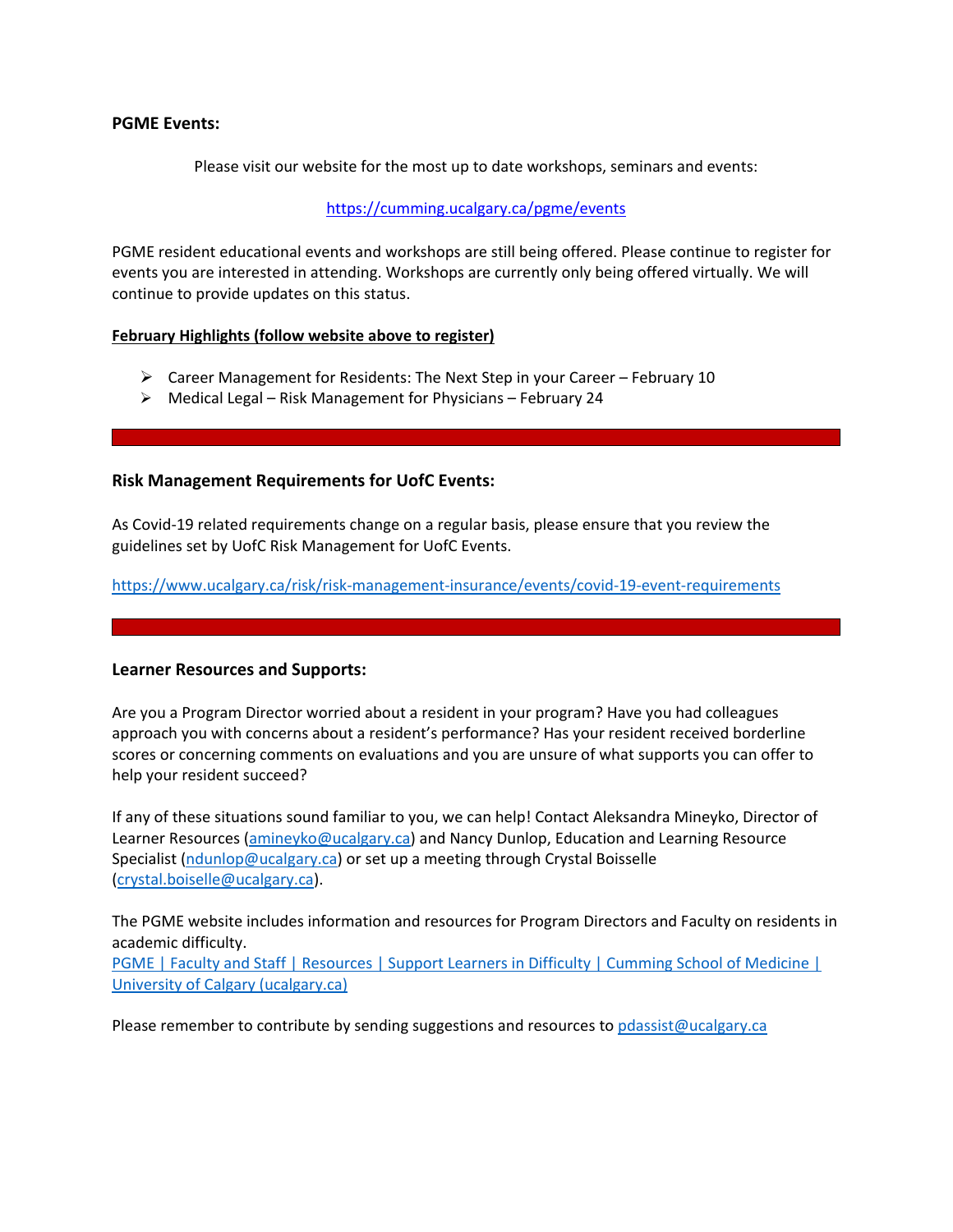### PGME Events:

Please visit our website for the most up to date workshops, seminars and events:

[https://cumming.ucalgary.ca/pgme/events](https://cumming.ucalgary.ca/pgme/events)

PGME resident educational events and workshops are still being offered. Please continue to register for events you are interested in attending. Workshops are currently only being offered virtually. We will continue to provide updates on this status.

**February Highlights (follow website above to register)**

- Career Management for Residents: The Next Step in your Career – February 10
- Medical Legal – Risk Management for Physicians – February 24

---

### Risk Management Requirements for UofC Events:

As Covid-19 related requirements change on a regular basis, please ensure that you review the guidelines set by UofC Risk Management for UofC Events.

[https://www.ucalgary.ca/risk/risk-management-insurance/events/covid-19-event-requirements](https://www.ucalgary.ca/risk/risk-management-insurance/events/covid-19-event-requirements)

---

### Learner Resources and Supports:

Are you a Program Director worried about a resident in your program? Have you had colleagues approach you with concerns about a resident's performance? Has your resident received borderline scores or concerning comments on evaluations and you are unsure of what supports you can offer to help your resident succeed?

If any of these situations sound familiar to you, we can help! Contact Aleksandra Mineyko, Director of Learner Resources (amineyko@ucalgary.ca) and Nancy Dunlop, Education and Learning Resource Specialist (ndunlop@ucalgary.ca) or set up a meeting through Crystal Boisselle (crystal.boiselle@ucalgary.ca).

The PGME website includes information and resources for Program Directors and Faculty on residents in academic difficulty.
PGME | Faculty and Staff | Resources | Support Learners in Difficulty | Cumming School of Medicine | University of Calgary (ucalgary.ca)

Please remember to contribute by sending suggestions and resources to pdassist@ucalgary.ca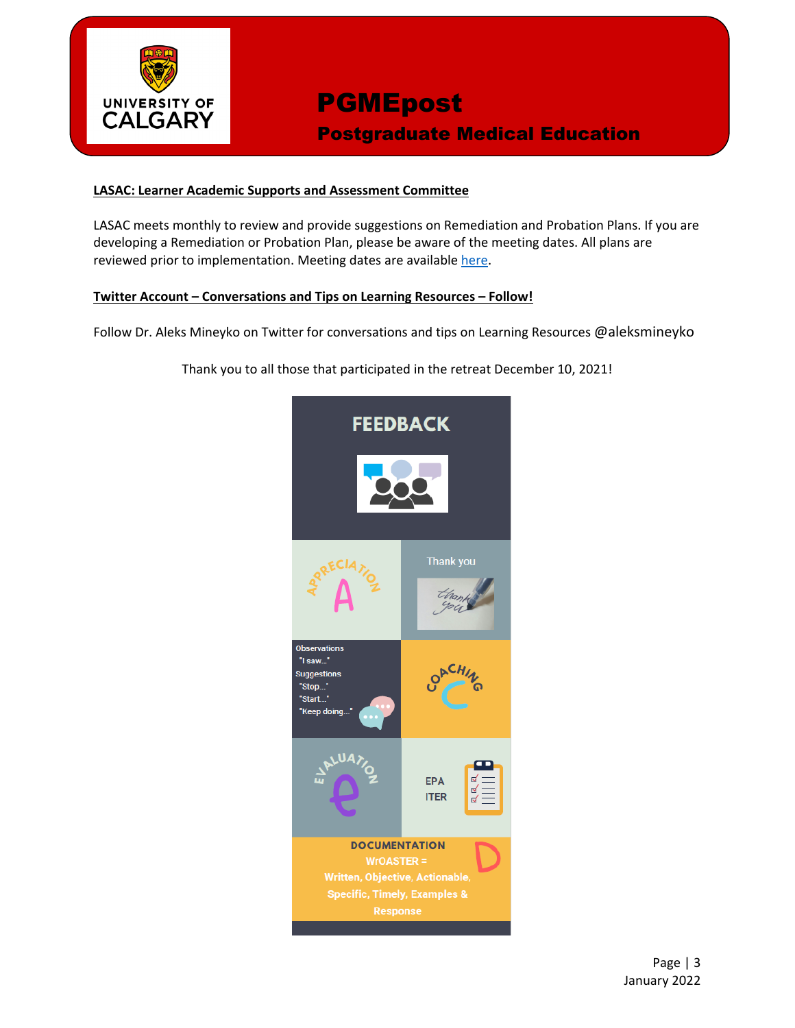## LASAC: Learner Academic Supports and Assessment Committee

LASAC meets monthly to review and provide suggestions on Remediation and Probation Plans. If you are developing a Remediation or Probation Plan, please be aware of the meeting dates. All plans are reviewed prior to implementation. Meeting dates are available here.

## Twitter Account – Conversations and Tips on Learning Resources – Follow!

Follow Dr. Aleks Mineyko on Twitter for conversations and tips on Learning Resources @aleksmineyko

Thank you to all those that participated in the retreat December 10, 2021!

**FEEDBACK**

**APPRECIATION** – A

Thank you

Observations
- "I saw..."

Suggestions
- "Stop..."
- "Start..."
- "Keep doing..."

**COACHING** – C

**EVALUATION** – e

EPA
ITER

**DOCUMENTATION** – D

WrOASTER = Written, Objective, Actionable, Specific, Timely, Examples & Response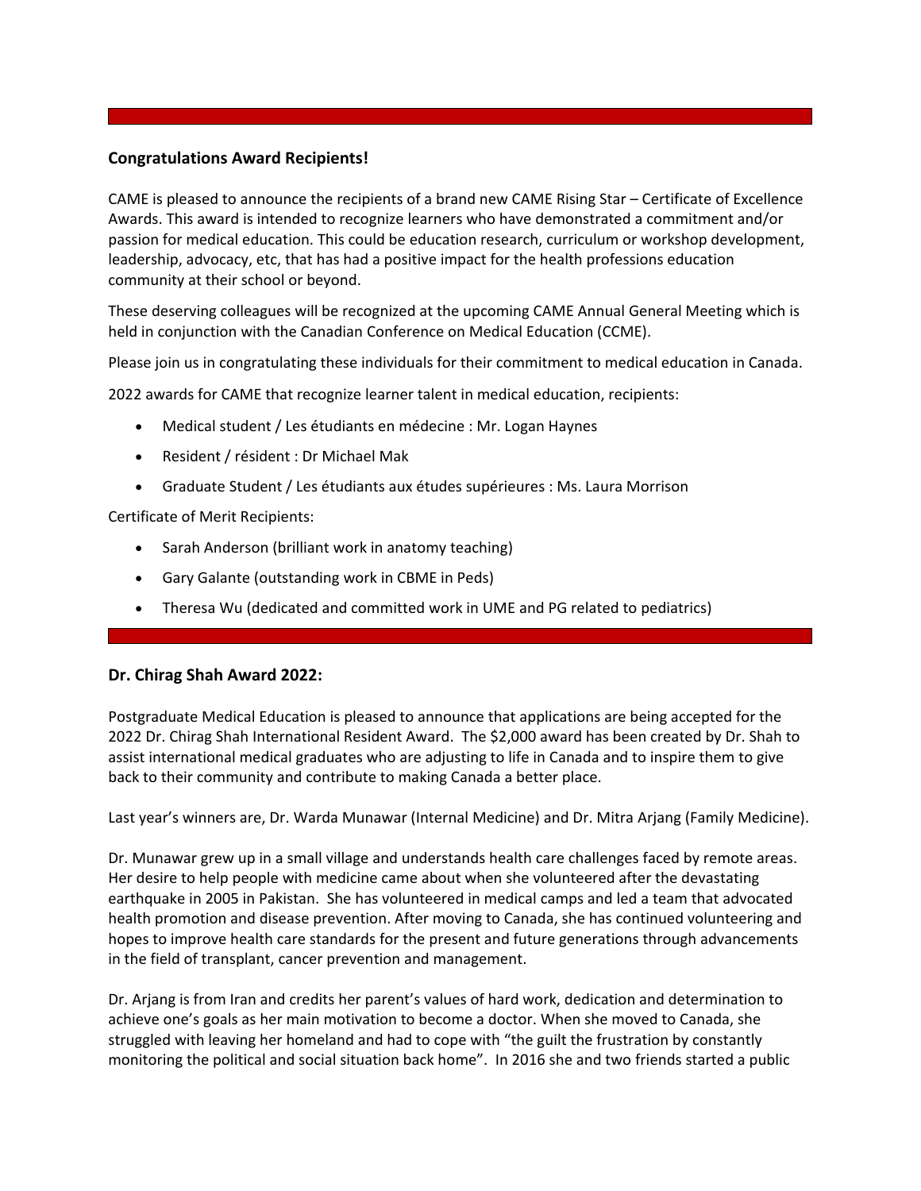## Congratulations Award Recipients!

CAME is pleased to announce the recipients of a brand new CAME Rising Star – Certificate of Excellence Awards. This award is intended to recognize learners who have demonstrated a commitment and/or passion for medical education. This could be education research, curriculum or workshop development, leadership, advocacy, etc, that has had a positive impact for the health professions education community at their school or beyond.

These deserving colleagues will be recognized at the upcoming CAME Annual General Meeting which is held in conjunction with the Canadian Conference on Medical Education (CCME).

Please join us in congratulating these individuals for their commitment to medical education in Canada.

2022 awards for CAME that recognize learner talent in medical education, recipients:

- Medical student / Les étudiants en médecine : Mr. Logan Haynes
- Resident / résident : Dr Michael Mak
- Graduate Student / Les étudiants aux études supérieures : Ms. Laura Morrison

Certificate of Merit Recipients:

- Sarah Anderson (brilliant work in anatomy teaching)
- Gary Galante (outstanding work in CBME in Peds)
- Theresa Wu (dedicated and committed work in UME and PG related to pediatrics)

## Dr. Chirag Shah Award 2022:

Postgraduate Medical Education is pleased to announce that applications are being accepted for the 2022 Dr. Chirag Shah International Resident Award. The $2,000 award has been created by Dr. Shah to assist international medical graduates who are adjusting to life in Canada and to inspire them to give back to their community and contribute to making Canada a better place.

Last year's winners are, Dr. Warda Munawar (Internal Medicine) and Dr. Mitra Arjang (Family Medicine).

Dr. Munawar grew up in a small village and understands health care challenges faced by remote areas. Her desire to help people with medicine came about when she volunteered after the devastating earthquake in 2005 in Pakistan. She has volunteered in medical camps and led a team that advocated health promotion and disease prevention. After moving to Canada, she has continued volunteering and hopes to improve health care standards for the present and future generations through advancements in the field of transplant, cancer prevention and management.

Dr. Arjang is from Iran and credits her parent's values of hard work, dedication and determination to achieve one's goals as her main motivation to become a doctor. When she moved to Canada, she struggled with leaving her homeland and had to cope with "the guilt the frustration by constantly monitoring the political and social situation back home". In 2016 she and two friends started a public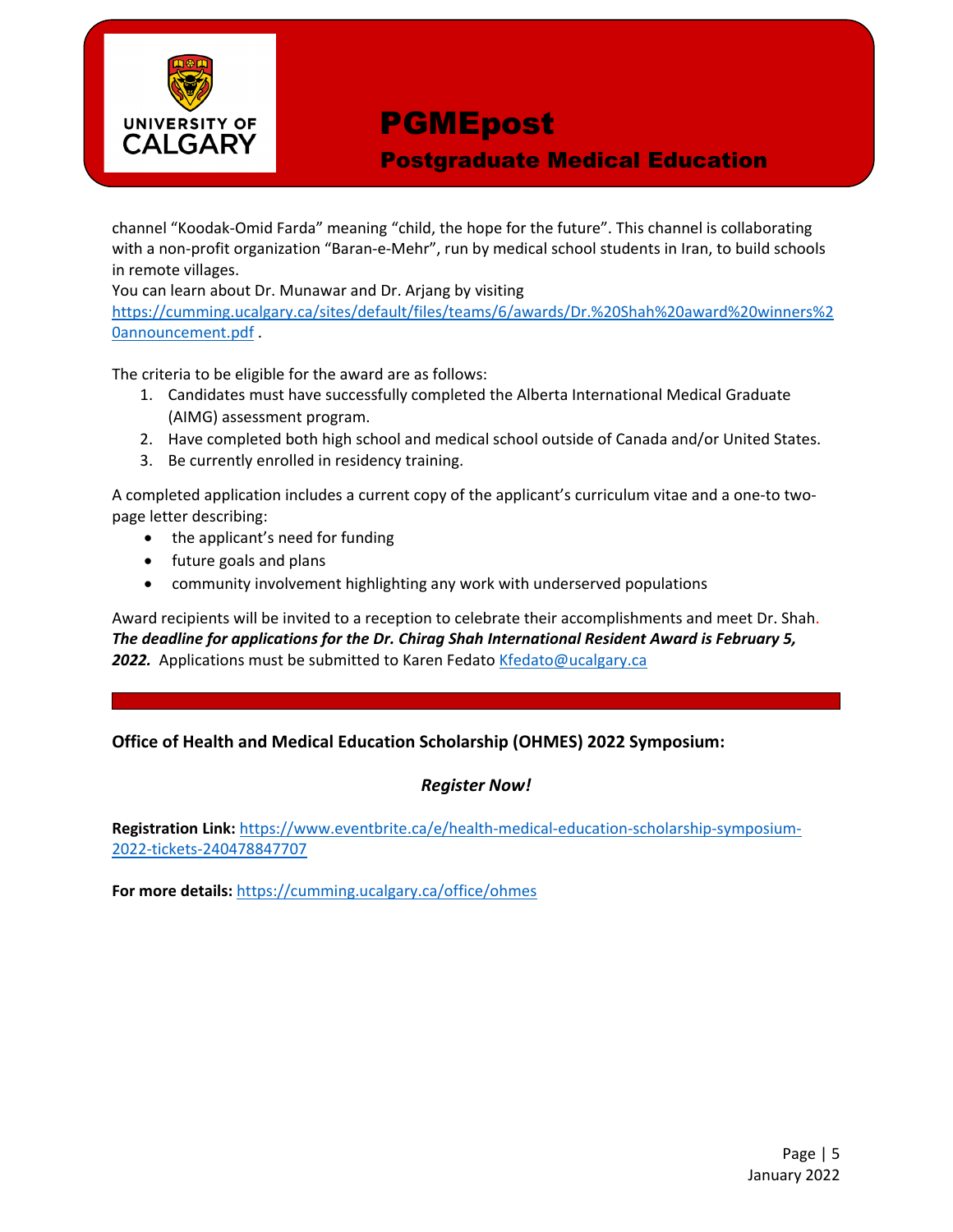channel "Koodak-Omid Farda" meaning "child, the hope for the future". This channel is collaborating with a non-profit organization "Baran-e-Mehr", run by medical school students in Iran, to build schools in remote villages.

You can learn about Dr. Munawar and Dr. Arjang by visiting https://cumming.ucalgary.ca/sites/default/files/teams/6/awards/Dr.%20Shah%20award%20winners%20announcement.pdf .

The criteria to be eligible for the award are as follows:

1. Candidates must have successfully completed the Alberta International Medical Graduate (AIMG) assessment program.
2. Have completed both high school and medical school outside of Canada and/or United States.
3. Be currently enrolled in residency training.

A completed application includes a current copy of the applicant's curriculum vitae and a one-to two-page letter describing:

- the applicant's need for funding
- future goals and plans
- community involvement highlighting any work with underserved populations

Award recipients will be invited to a reception to celebrate their accomplishments and meet Dr. Shah. ***The deadline for applications for the Dr. Chirag Shah International Resident Award is February 5, 2022.*** Applications must be submitted to Karen Fedato Kfedato@ucalgary.ca

---

**Office of Health and Medical Education Scholarship (OHMES) 2022 Symposium:**

***Register Now!***

**Registration Link:** https://www.eventbrite.ca/e/health-medical-education-scholarship-symposium-2022-tickets-240478847707

**For more details:** https://cumming.ucalgary.ca/office/ohmes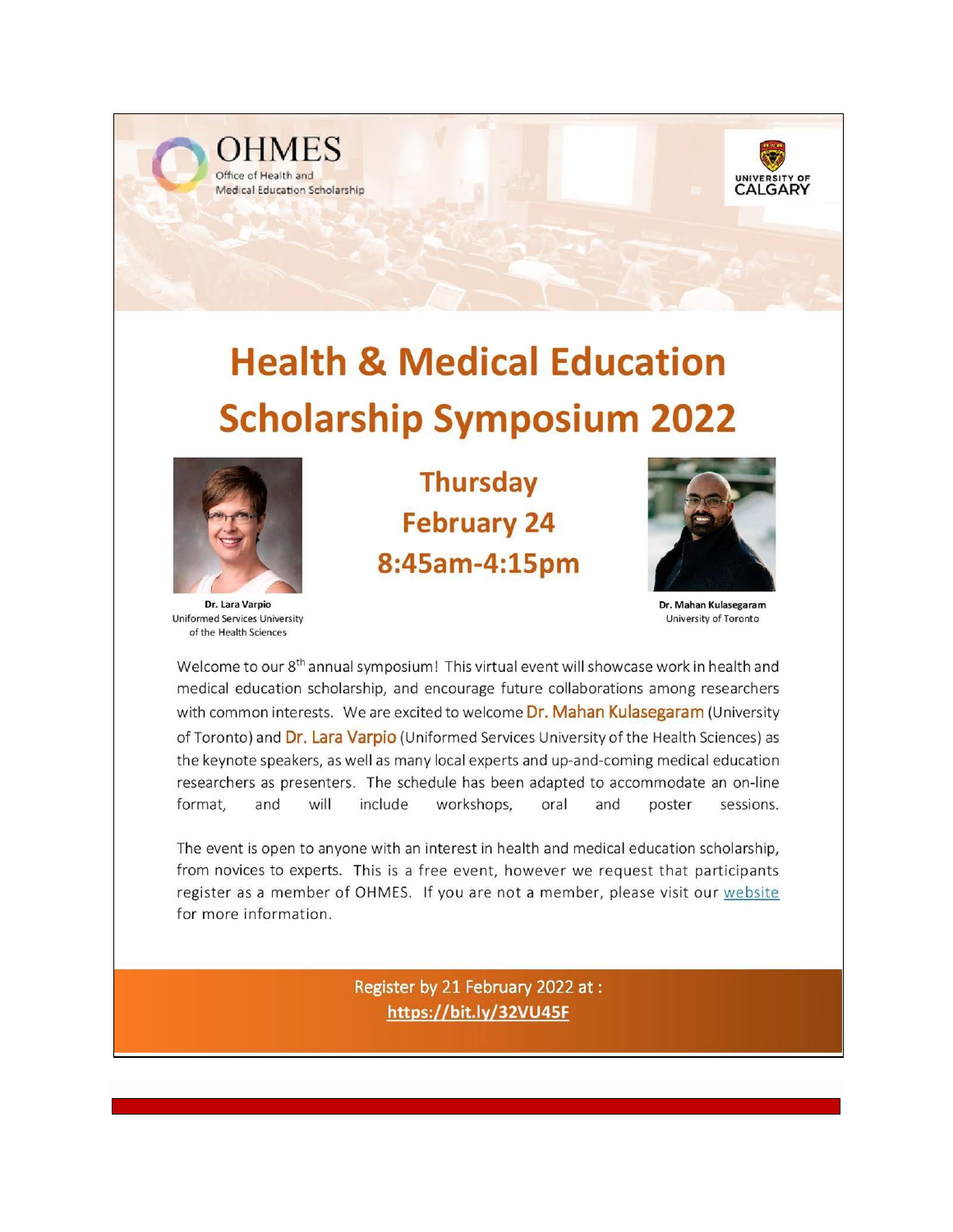OHMES

Office of Health and Medical Education Scholarship

UNIVERSITY OF CALGARY

# Health & Medical Education Scholarship Symposium 2022

**Thursday**
**February 24**
**8:45am-4:15pm**

**Dr. Lara Varpio**
Uniformed Services University of the Health Sciences

**Dr. Mahan Kulasegaram**
University of Toronto

Welcome to our 8th annual symposium! This virtual event will showcase work in health and medical education scholarship, and encourage future collaborations among researchers with common interests. We are excited to welcome Dr. Mahan Kulasegaram (University of Toronto) and Dr. Lara Varpio (Uniformed Services University of the Health Sciences) as the keynote speakers, as well as many local experts and up-and-coming medical education researchers as presenters. The schedule has been adapted to accommodate an on-line format, and will include workshops, oral and poster sessions.

The event is open to anyone with an interest in health and medical education scholarship, from novices to experts. This is a free event, however we request that participants register as a member of OHMES. If you are not a member, please visit our website for more information.

Register by 21 February 2022 at :
**https://bit.ly/32VU45F**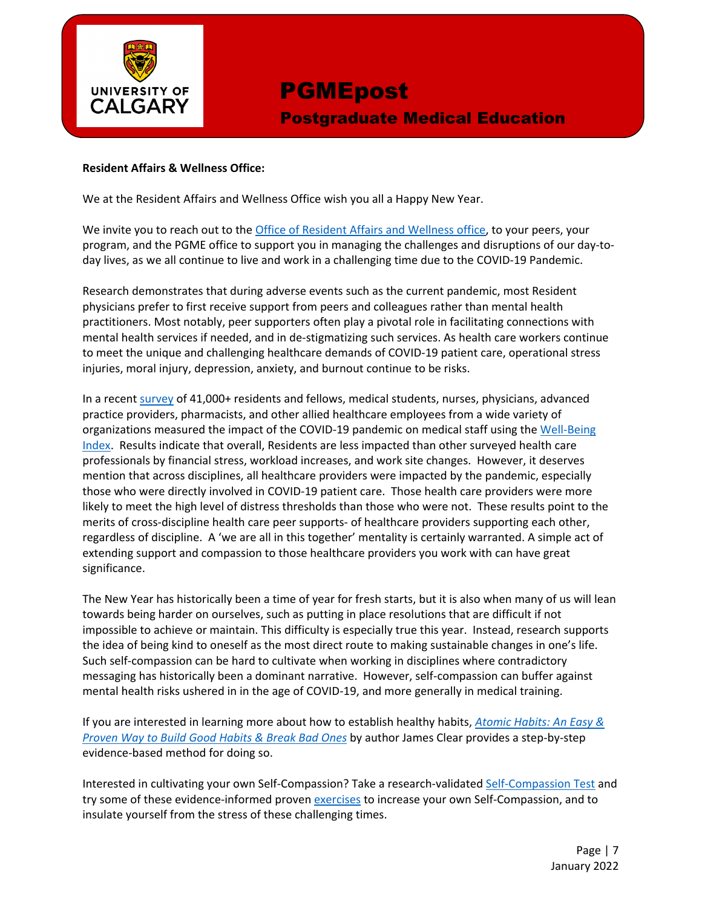**Resident Affairs & Wellness Office:**

We at the Resident Affairs and Wellness Office wish you all a Happy New Year.

We invite you to reach out to the Office of Resident Affairs and Wellness office, to your peers, your program, and the PGME office to support you in managing the challenges and disruptions of our day-to-day lives, as we all continue to live and work in a challenging time due to the COVID-19 Pandemic.

Research demonstrates that during adverse events such as the current pandemic, most Resident physicians prefer to first receive support from peers and colleagues rather than mental health practitioners. Most notably, peer supporters often play a pivotal role in facilitating connections with mental health services if needed, and in de-stigmatizing such services. As health care workers continue to meet the unique and challenging healthcare demands of COVID-19 patient care, operational stress injuries, moral injury, depression, anxiety, and burnout continue to be risks.

In a recent survey of 41,000+ residents and fellows, medical students, nurses, physicians, advanced practice providers, pharmacists, and other allied healthcare employees from a wide variety of organizations measured the impact of the COVID-19 pandemic on medical staff using the Well-Being Index. Results indicate that overall, Residents are less impacted than other surveyed health care professionals by financial stress, workload increases, and work site changes. However, it deserves mention that across disciplines, all healthcare providers were impacted by the pandemic, especially those who were directly involved in COVID-19 patient care. Those health care providers were more likely to meet the high level of distress thresholds than those who were not. These results point to the merits of cross-discipline health care peer supports- of healthcare providers supporting each other, regardless of discipline. A 'we are all in this together' mentality is certainly warranted. A simple act of extending support and compassion to those healthcare providers you work with can have great significance.

The New Year has historically been a time of year for fresh starts, but it is also when many of us will lean towards being harder on ourselves, such as putting in place resolutions that are difficult if not impossible to achieve or maintain. This difficulty is especially true this year. Instead, research supports the idea of being kind to oneself as the most direct route to making sustainable changes in one's life. Such self-compassion can be hard to cultivate when working in disciplines where contradictory messaging has historically been a dominant narrative. However, self-compassion can buffer against mental health risks ushered in in the age of COVID-19, and more generally in medical training.

If you are interested in learning more about how to establish healthy habits, *Atomic Habits: An Easy & Proven Way to Build Good Habits & Break Bad Ones* by author James Clear provides a step-by-step evidence-based method for doing so.

Interested in cultivating your own Self-Compassion? Take a research-validated Self-Compassion Test and try some of these evidence-informed proven exercises to increase your own Self-Compassion, and to insulate yourself from the stress of these challenging times.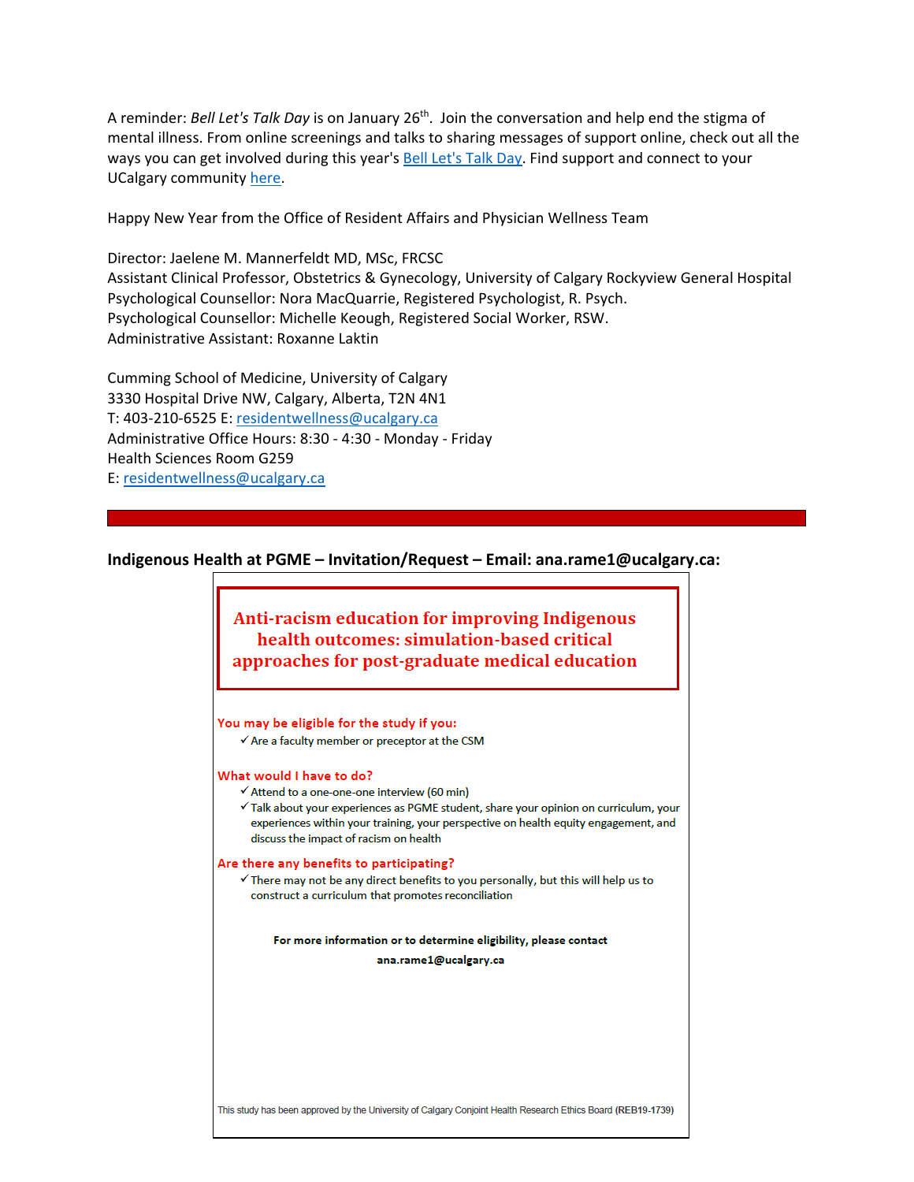A reminder: *Bell Let's Talk Day* is on January 26th. Join the conversation and help end the stigma of mental illness. From online screenings and talks to sharing messages of support online, check out all the ways you can get involved during this year's Bell Let's Talk Day. Find support and connect to your UCalgary community here.

Happy New Year from the Office of Resident Affairs and Physician Wellness Team

Director: Jaelene M. Mannerfeldt MD, MSc, FRCSC
Assistant Clinical Professor, Obstetrics & Gynecology, University of Calgary Rockyview General Hospital
Psychological Counsellor: Nora MacQuarrie, Registered Psychologist, R. Psych.
Psychological Counsellor: Michelle Keough, Registered Social Worker, RSW.
Administrative Assistant: Roxanne Laktin

Cumming School of Medicine, University of Calgary
3330 Hospital Drive NW, Calgary, Alberta, T2N 4N1
T: 403-210-6525 E: residentwellness@ucalgary.ca
Administrative Office Hours: 8:30 - 4:30 - Monday - Friday
Health Sciences Room G259
E: residentwellness@ucalgary.ca

---

**Indigenous Health at PGME – Invitation/Request – Email: ana.rame1@ucalgary.ca:**

## Anti-racism education for improving Indigenous health outcomes: simulation-based critical approaches for post-graduate medical education

**You may be eligible for the study if you:**

- ✓ Are a faculty member or preceptor at the CSM

**What would I have to do?**

- ✓ Attend to a one-one-one interview (60 min)
- ✓ Talk about your experiences as PGME student, share your opinion on curriculum, your experiences within your training, your perspective on health equity engagement, and discuss the impact of racism on health

**Are there any benefits to participating?**

- ✓ There may not be any direct benefits to you personally, but this will help us to construct a curriculum that promotes reconciliation

**For more information or to determine eligibility, please contact**

**ana.rame1@ucalgary.ca**

This study has been approved by the University of Calgary Conjoint Health Research Ethics Board **(REB19-1739)**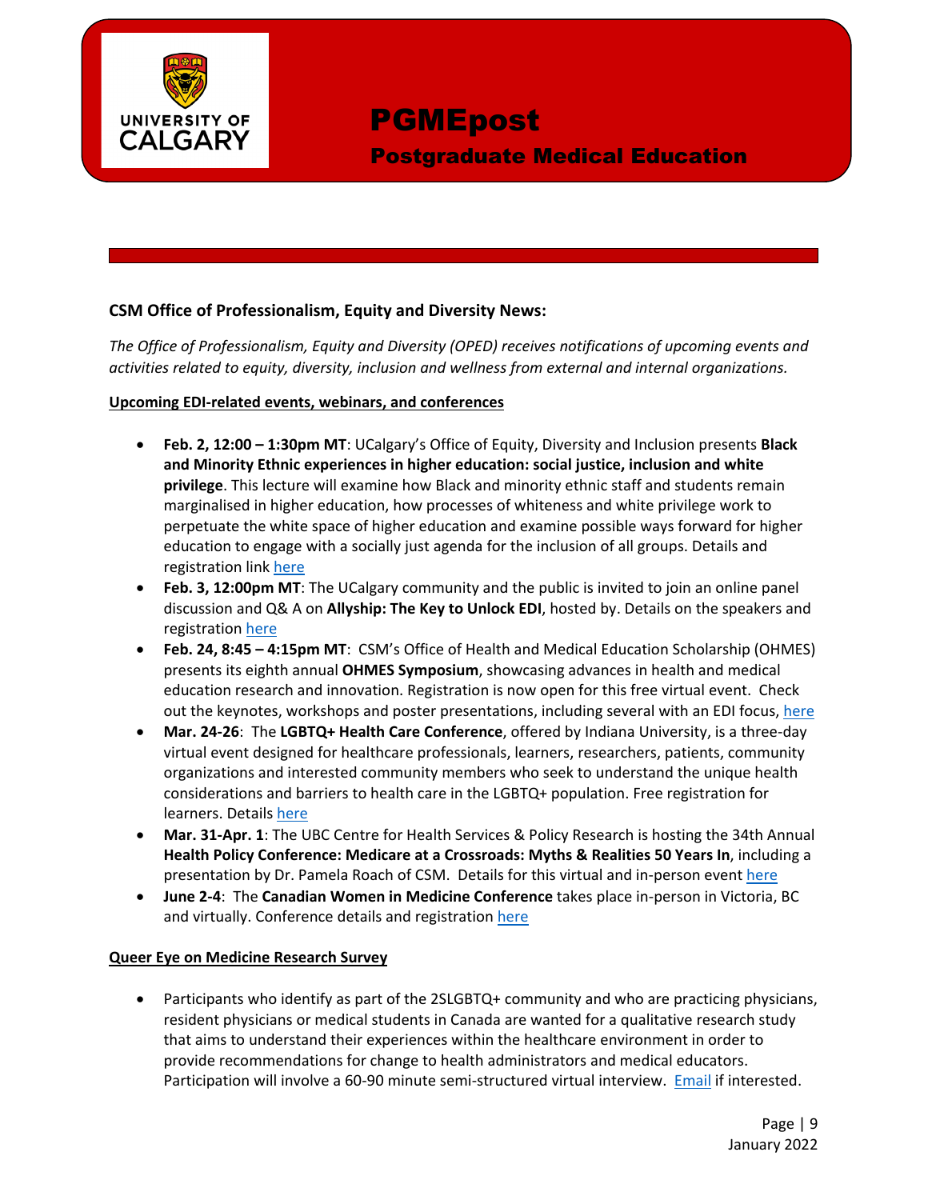## CSM Office of Professionalism, Equity and Diversity News:

*The Office of Professionalism, Equity and Diversity (OPED) receives notifications of upcoming events and activities related to equity, diversity, inclusion and wellness from external and internal organizations.*

**Upcoming EDI-related events, webinars, and conferences**

- **Feb. 2, 12:00 – 1:30pm MT**: UCalgary's Office of Equity, Diversity and Inclusion presents **Black and Minority Ethnic experiences in higher education: social justice, inclusion and white privilege**. This lecture will examine how Black and minority ethnic staff and students remain marginalised in higher education, how processes of whiteness and white privilege work to perpetuate the white space of higher education and examine possible ways forward for higher education to engage with a socially just agenda for the inclusion of all groups. Details and registration link here
- **Feb. 3, 12:00pm MT**: The UCalgary community and the public is invited to join an online panel discussion and Q& A on **Allyship: The Key to Unlock EDI**, hosted by. Details on the speakers and registration here
- **Feb. 24, 8:45 – 4:15pm MT**: CSM's Office of Health and Medical Education Scholarship (OHMES) presents its eighth annual **OHMES Symposium**, showcasing advances in health and medical education research and innovation. Registration is now open for this free virtual event. Check out the keynotes, workshops and poster presentations, including several with an EDI focus, here
- **Mar. 24-26**: The **LGBTQ+ Health Care Conference**, offered by Indiana University, is a three-day virtual event designed for healthcare professionals, learners, researchers, patients, community organizations and interested community members who seek to understand the unique health considerations and barriers to health care in the LGBTQ+ population. Free registration for learners. Details here
- **Mar. 31-Apr. 1**: The UBC Centre for Health Services & Policy Research is hosting the 34th Annual **Health Policy Conference: Medicare at a Crossroads: Myths & Realities 50 Years In**, including a presentation by Dr. Pamela Roach of CSM. Details for this virtual and in-person event here
- **June 2-4**: The **Canadian Women in Medicine Conference** takes place in-person in Victoria, BC and virtually. Conference details and registration here

**Queer Eye on Medicine Research Survey**

- Participants who identify as part of the 2SLGBTQ+ community and who are practicing physicians, resident physicians or medical students in Canada are wanted for a qualitative research study that aims to understand their experiences within the healthcare environment in order to provide recommendations for change to health administrators and medical educators. Participation will involve a 60-90 minute semi-structured virtual interview. Email if interested.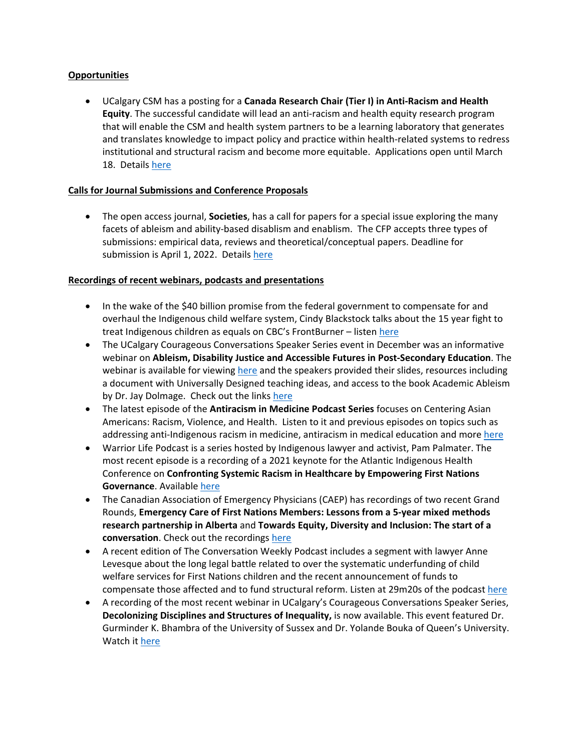**Opportunities**

- UCalgary CSM has a posting for a **Canada Research Chair (Tier I) in Anti-Racism and Health Equity**. The successful candidate will lead an anti-racism and health equity research program that will enable the CSM and health system partners to be a learning laboratory that generates and translates knowledge to impact policy and practice within health-related systems to redress institutional and structural racism and become more equitable. Applications open until March 18. Details here

**Calls for Journal Submissions and Conference Proposals**

- The open access journal, **Societies**, has a call for papers for a special issue exploring the many facets of ableism and ability-based disablism and enablism. The CFP accepts three types of submissions: empirical data, reviews and theoretical/conceptual papers. Deadline for submission is April 1, 2022. Details here

**Recordings of recent webinars, podcasts and presentations**

- In the wake of the $40 billion promise from the federal government to compensate for and overhaul the Indigenous child welfare system, Cindy Blackstock talks about the 15 year fight to treat Indigenous children as equals on CBC's FrontBurner – listen here
- The UCalgary Courageous Conversations Speaker Series event in December was an informative webinar on **Ableism, Disability Justice and Accessible Futures in Post-Secondary Education**. The webinar is available for viewing here and the speakers provided their slides, resources including a document with Universally Designed teaching ideas, and access to the book Academic Ableism by Dr. Jay Dolmage. Check out the links here
- The latest episode of the **Antiracism in Medicine Podcast Series** focuses on Centering Asian Americans: Racism, Violence, and Health. Listen to it and previous episodes on topics such as addressing anti-Indigenous racism in medicine, antiracism in medical education and more here
- Warrior Life Podcast is a series hosted by Indigenous lawyer and activist, Pam Palmater. The most recent episode is a recording of a 2021 keynote for the Atlantic Indigenous Health Conference on **Confronting Systemic Racism in Healthcare by Empowering First Nations Governance**. Available here
- The Canadian Association of Emergency Physicians (CAEP) has recordings of two recent Grand Rounds, **Emergency Care of First Nations Members: Lessons from a 5-year mixed methods research partnership in Alberta** and **Towards Equity, Diversity and Inclusion: The start of a conversation**. Check out the recordings here
- A recent edition of The Conversation Weekly Podcast includes a segment with lawyer Anne Levesque about the long legal battle related to over the systematic underfunding of child welfare services for First Nations children and the recent announcement of funds to compensate those affected and to fund structural reform. Listen at 29m20s of the podcast here
- A recording of the most recent webinar in UCalgary's Courageous Conversations Speaker Series, **Decolonizing Disciplines and Structures of Inequality,** is now available. This event featured Dr. Gurminder K. Bhambra of the University of Sussex and Dr. Yolande Bouka of Queen's University. Watch it here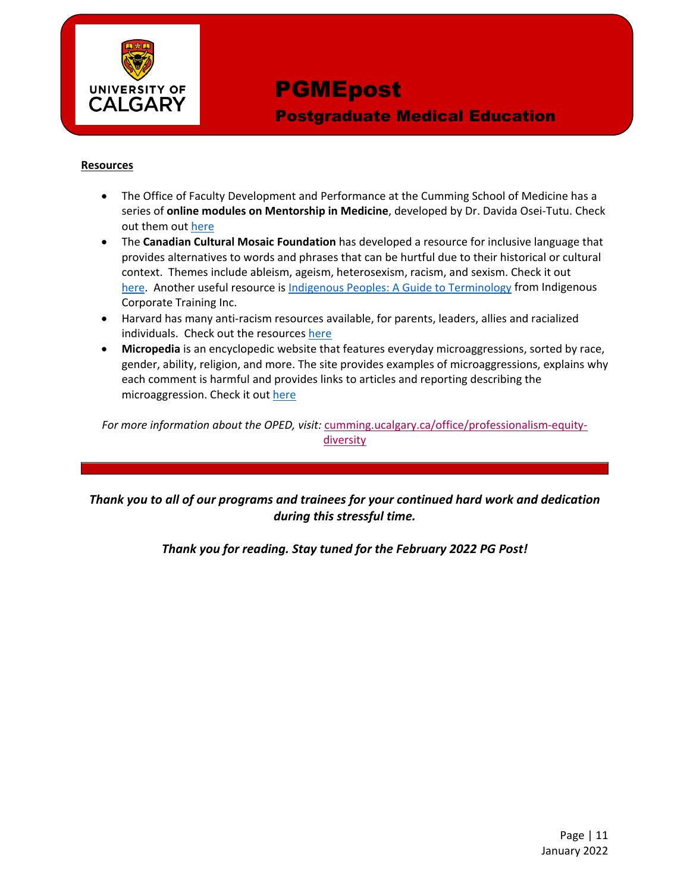**Resources**

- The Office of Faculty Development and Performance at the Cumming School of Medicine has a series of **online modules on Mentorship in Medicine**, developed by Dr. Davida Osei-Tutu. Check out them out here
- The **Canadian Cultural Mosaic Foundation** has developed a resource for inclusive language that provides alternatives to words and phrases that can be hurtful due to their historical or cultural context. Themes include ableism, ageism, heterosexism, racism, and sexism. Check it out here. Another useful resource is Indigenous Peoples: A Guide to Terminology from Indigenous Corporate Training Inc.
- Harvard has many anti-racism resources available, for parents, leaders, allies and racialized individuals. Check out the resources here
- **Micropedia** is an encyclopedic website that features everyday microaggressions, sorted by race, gender, ability, religion, and more. The site provides examples of microaggressions, explains why each comment is harmful and provides links to articles and reporting describing the microaggression. Check it out here

*For more information about the OPED, visit:* cumming.ucalgary.ca/office/professionalism-equity-diversity

---

***Thank you to all of our programs and trainees for your continued hard work and dedication during this stressful time.***

***Thank you for reading. Stay tuned for the February 2022 PG Post!***